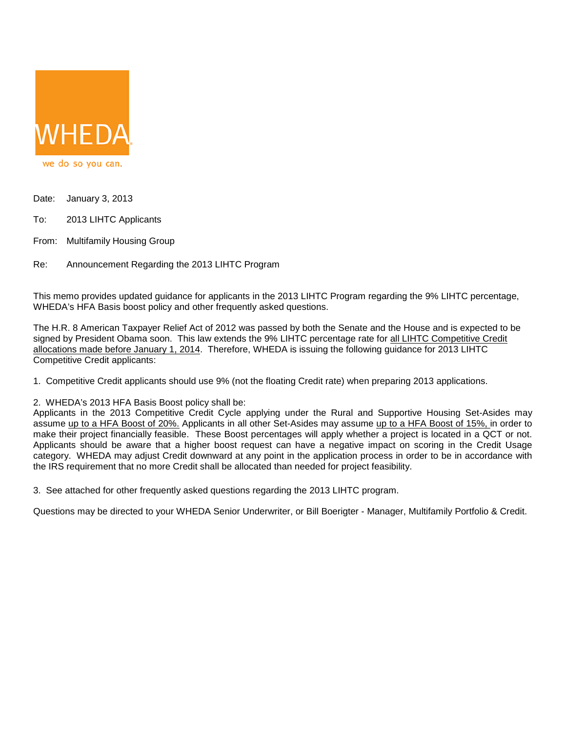WHEDA

we do so you can.

Date: January 3, 2013

To: 2013 LIHTC Applicants

From: Multifamily Housing Group

Re: Announcement Regarding the 2013 LIHTC Program

This memo provides updated guidance for applicants in the 2013 LIHTC Program regarding the 9% LIHTC percentage, WHEDA's HFA Basis boost policy and other frequently asked questions.

The H.R. 8 American Taxpayer Relief Act of 2012 was passed by both the Senate and the House and is expected to be signed by President Obama soon. This law extends the 9% LIHTC percentage rate for <u>all LIHTC Competitive Credit allocations made before January 1, 2014</u>. Therefore, WHEDA is issuing the following guidance for 2013 LIHTC Competitive Credit applicants:

1. Competitive Credit applicants should use 9% (not the floating Credit rate) when preparing 2013 applications.

2. WHEDA's 2013 HFA Basis Boost policy shall be:
Applicants in the 2013 Competitive Credit Cycle applying under the Rural and Supportive Housing Set-Asides may assume <u>up to a HFA Boost of 20%.</u> Applicants in all other Set-Asides may assume <u>up to a HFA Boost of 15%,</u> in order to make their project financially feasible. These Boost percentages will apply whether a project is located in a QCT or not. Applicants should be aware that a higher boost request can have a negative impact on scoring in the Credit Usage category. WHEDA may adjust Credit downward at any point in the application process in order to be in accordance with the IRS requirement that no more Credit shall be allocated than needed for project feasibility.

3. See attached for other frequently asked questions regarding the 2013 LIHTC program.

Questions may be directed to your WHEDA Senior Underwriter, or Bill Boerigter - Manager, Multifamily Portfolio & Credit.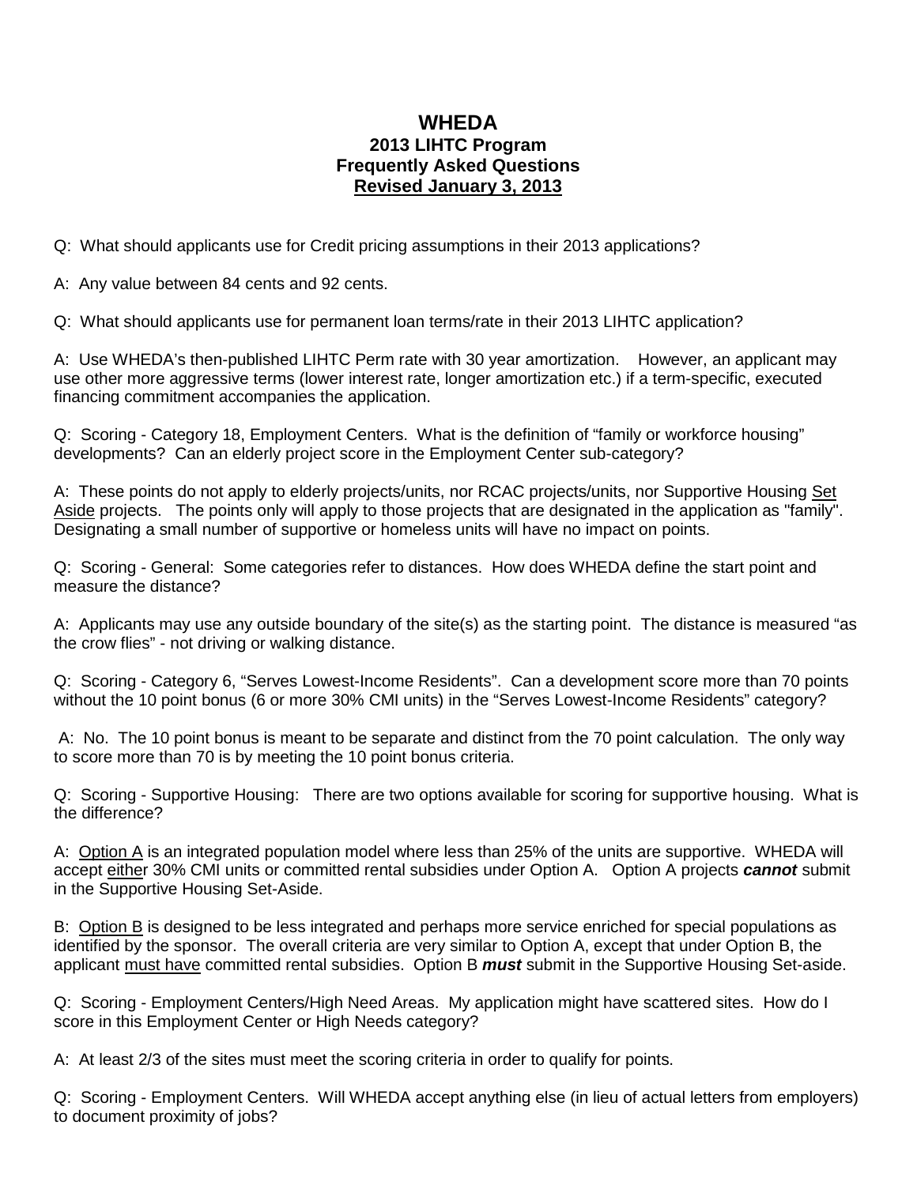# WHEDA

## 2013 LIHTC Program
## Frequently Asked Questions
## Revised January 3, 2013

Q: What should applicants use for Credit pricing assumptions in their 2013 applications?

A: Any value between 84 cents and 92 cents.

Q: What should applicants use for permanent loan terms/rate in their 2013 LIHTC application?

A: Use WHEDA's then-published LIHTC Perm rate with 30 year amortization. However, an applicant may use other more aggressive terms (lower interest rate, longer amortization etc.) if a term-specific, executed financing commitment accompanies the application.

Q: Scoring - Category 18, Employment Centers. What is the definition of "family or workforce housing" developments? Can an elderly project score in the Employment Center sub-category?

A: These points do not apply to elderly projects/units, nor RCAC projects/units, nor Supportive Housing Set Aside projects. The points only will apply to those projects that are designated in the application as "family". Designating a small number of supportive or homeless units will have no impact on points.

Q: Scoring - General: Some categories refer to distances. How does WHEDA define the start point and measure the distance?

A: Applicants may use any outside boundary of the site(s) as the starting point. The distance is measured "as the crow flies" - not driving or walking distance.

Q: Scoring - Category 6, "Serves Lowest-Income Residents". Can a development score more than 70 points without the 10 point bonus (6 or more 30% CMI units) in the "Serves Lowest-Income Residents" category?

A: No. The 10 point bonus is meant to be separate and distinct from the 70 point calculation. The only way to score more than 70 is by meeting the 10 point bonus criteria.

Q: Scoring - Supportive Housing: There are two options available for scoring for supportive housing. What is the difference?

A: Option A is an integrated population model where less than 25% of the units are supportive. WHEDA will accept either 30% CMI units or committed rental subsidies under Option A. Option A projects ***cannot*** submit in the Supportive Housing Set-Aside.

B: Option B is designed to be less integrated and perhaps more service enriched for special populations as identified by the sponsor. The overall criteria are very similar to Option A, except that under Option B, the applicant must have committed rental subsidies. Option B ***must*** submit in the Supportive Housing Set-aside.

Q: Scoring - Employment Centers/High Need Areas. My application might have scattered sites. How do I score in this Employment Center or High Needs category?

A: At least 2/3 of the sites must meet the scoring criteria in order to qualify for points.

Q: Scoring - Employment Centers. Will WHEDA accept anything else (in lieu of actual letters from employers) to document proximity of jobs?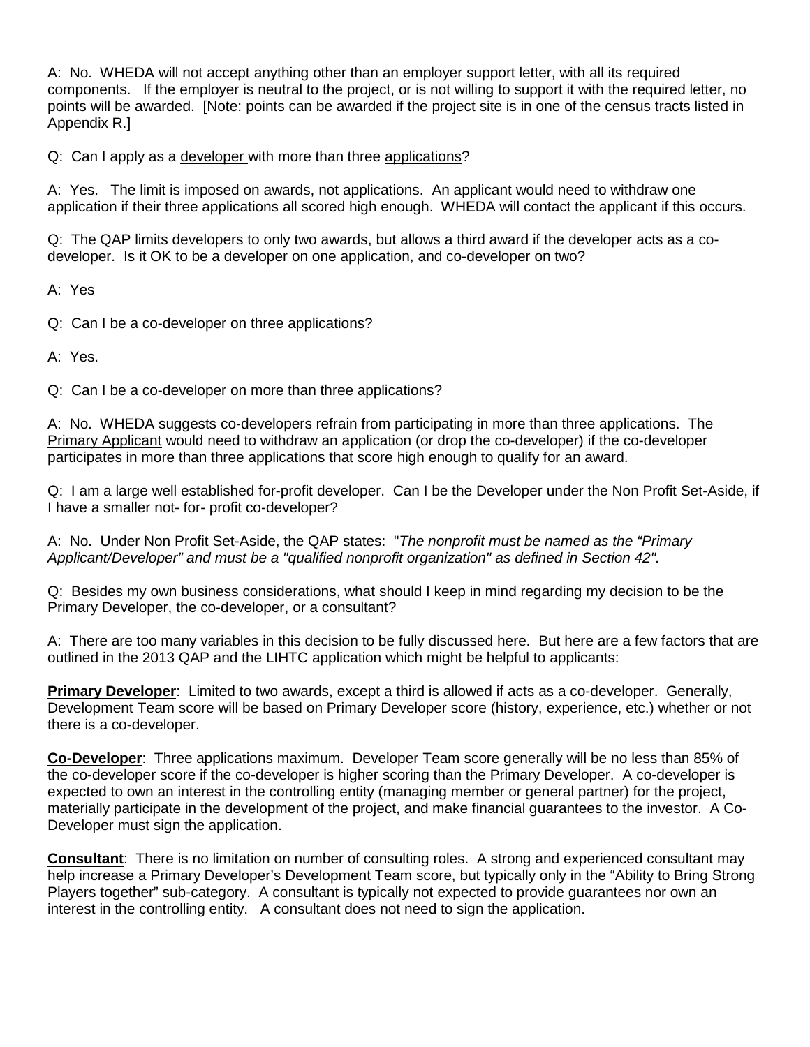A: No. WHEDA will not accept anything other than an employer support letter, with all its required components. If the employer is neutral to the project, or is not willing to support it with the required letter, no points will be awarded. [Note: points can be awarded if the project site is in one of the census tracts listed in Appendix R.]

Q: Can I apply as a developer with more than three applications?

A: Yes. The limit is imposed on awards, not applications. An applicant would need to withdraw one application if their three applications all scored high enough. WHEDA will contact the applicant if this occurs.

Q: The QAP limits developers to only two awards, but allows a third award if the developer acts as a co-developer. Is it OK to be a developer on one application, and co-developer on two?

A: Yes

Q: Can I be a co-developer on three applications?

A: Yes.

Q: Can I be a co-developer on more than three applications?

A: No. WHEDA suggests co-developers refrain from participating in more than three applications. The Primary Applicant would need to withdraw an application (or drop the co-developer) if the co-developer participates in more than three applications that score high enough to qualify for an award.

Q: I am a large well established for-profit developer. Can I be the Developer under the Non Profit Set-Aside, if I have a smaller not- for- profit co-developer?

A: No. Under Non Profit Set-Aside, the QAP states: "*The nonprofit must be named as the "Primary Applicant/Developer" and must be a "qualified nonprofit organization" as defined in Section 42".*

Q: Besides my own business considerations, what should I keep in mind regarding my decision to be the Primary Developer, the co-developer, or a consultant?

A: There are too many variables in this decision to be fully discussed here. But here are a few factors that are outlined in the 2013 QAP and the LIHTC application which might be helpful to applicants:

**Primary Developer**: Limited to two awards, except a third is allowed if acts as a co-developer. Generally, Development Team score will be based on Primary Developer score (history, experience, etc.) whether or not there is a co-developer.

**Co-Developer**: Three applications maximum. Developer Team score generally will be no less than 85% of the co-developer score if the co-developer is higher scoring than the Primary Developer. A co-developer is expected to own an interest in the controlling entity (managing member or general partner) for the project, materially participate in the development of the project, and make financial guarantees to the investor. A Co-Developer must sign the application.

**Consultant**: There is no limitation on number of consulting roles. A strong and experienced consultant may help increase a Primary Developer's Development Team score, but typically only in the "Ability to Bring Strong Players together" sub-category. A consultant is typically not expected to provide guarantees nor own an interest in the controlling entity. A consultant does not need to sign the application.